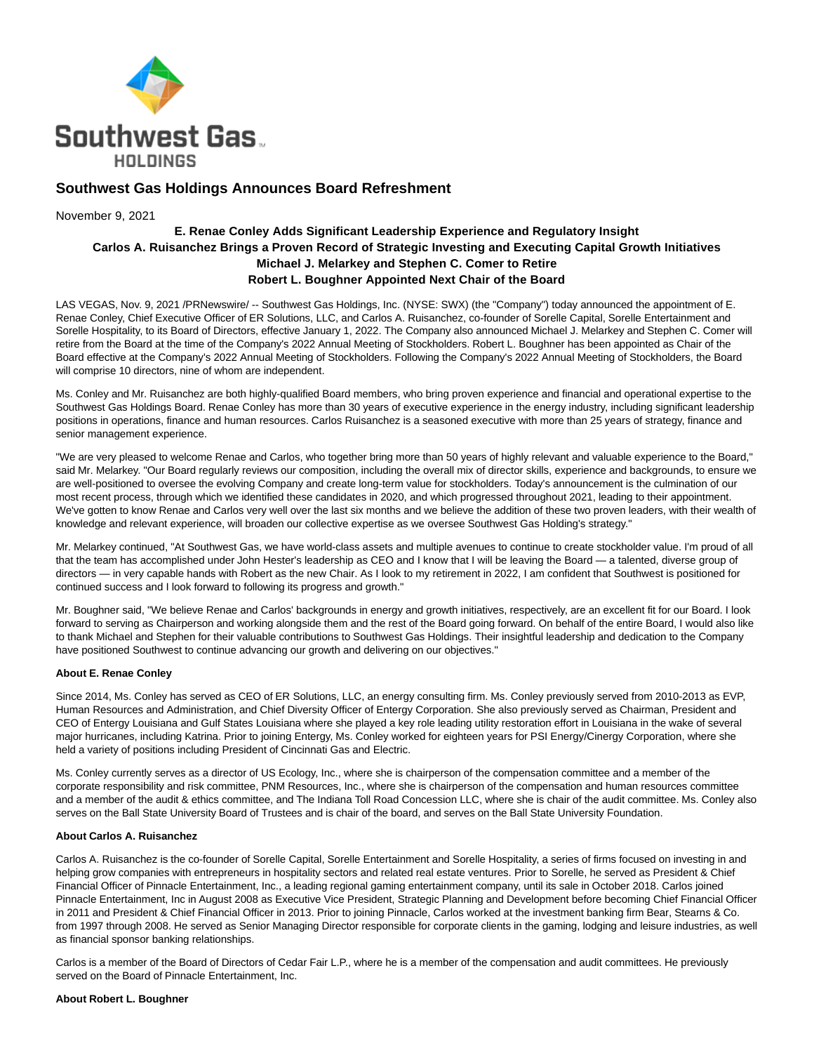Southwest Gas HOLDINGS

# Southwest Gas Holdings Announces Board Refreshment

November 9, 2021

**E. Renae Conley Adds Significant Leadership Experience and Regulatory Insight**
**Carlos A. Ruisanchez Brings a Proven Record of Strategic Investing and Executing Capital Growth Initiatives**
**Michael J. Melarkey and Stephen C. Comer to Retire**
**Robert L. Boughner Appointed Next Chair of the Board**

LAS VEGAS, Nov. 9, 2021 /PRNewswire/ -- Southwest Gas Holdings, Inc. (NYSE: SWX) (the "Company") today announced the appointment of E. Renae Conley, Chief Executive Officer of ER Solutions, LLC, and Carlos A. Ruisanchez, co-founder of Sorelle Capital, Sorelle Entertainment and Sorelle Hospitality, to its Board of Directors, effective January 1, 2022. The Company also announced Michael J. Melarkey and Stephen C. Comer will retire from the Board at the time of the Company's 2022 Annual Meeting of Stockholders. Robert L. Boughner has been appointed as Chair of the Board effective at the Company's 2022 Annual Meeting of Stockholders. Following the Company's 2022 Annual Meeting of Stockholders, the Board will comprise 10 directors, nine of whom are independent.

Ms. Conley and Mr. Ruisanchez are both highly-qualified Board members, who bring proven experience and financial and operational expertise to the Southwest Gas Holdings Board. Renae Conley has more than 30 years of executive experience in the energy industry, including significant leadership positions in operations, finance and human resources. Carlos Ruisanchez is a seasoned executive with more than 25 years of strategy, finance and senior management experience.

"We are very pleased to welcome Renae and Carlos, who together bring more than 50 years of highly relevant and valuable experience to the Board," said Mr. Melarkey. "Our Board regularly reviews our composition, including the overall mix of director skills, experience and backgrounds, to ensure we are well-positioned to oversee the evolving Company and create long-term value for stockholders. Today's announcement is the culmination of our most recent process, through which we identified these candidates in 2020, and which progressed throughout 2021, leading to their appointment. We've gotten to know Renae and Carlos very well over the last six months and we believe the addition of these two proven leaders, with their wealth of knowledge and relevant experience, will broaden our collective expertise as we oversee Southwest Gas Holding's strategy."

Mr. Melarkey continued, "At Southwest Gas, we have world-class assets and multiple avenues to continue to create stockholder value. I'm proud of all that the team has accomplished under John Hester's leadership as CEO and I know that I will be leaving the Board — a talented, diverse group of directors — in very capable hands with Robert as the new Chair. As I look to my retirement in 2022, I am confident that Southwest is positioned for continued success and I look forward to following its progress and growth."

Mr. Boughner said, "We believe Renae and Carlos' backgrounds in energy and growth initiatives, respectively, are an excellent fit for our Board. I look forward to serving as Chairperson and working alongside them and the rest of the Board going forward. On behalf of the entire Board, I would also like to thank Michael and Stephen for their valuable contributions to Southwest Gas Holdings. Their insightful leadership and dedication to the Company have positioned Southwest to continue advancing our growth and delivering on our objectives."

**About E. Renae Conley**

Since 2014, Ms. Conley has served as CEO of ER Solutions, LLC, an energy consulting firm. Ms. Conley previously served from 2010-2013 as EVP, Human Resources and Administration, and Chief Diversity Officer of Entergy Corporation. She also previously served as Chairman, President and CEO of Entergy Louisiana and Gulf States Louisiana where she played a key role leading utility restoration effort in Louisiana in the wake of several major hurricanes, including Katrina. Prior to joining Entergy, Ms. Conley worked for eighteen years for PSI Energy/Cinergy Corporation, where she held a variety of positions including President of Cincinnati Gas and Electric.

Ms. Conley currently serves as a director of US Ecology, Inc., where she is chairperson of the compensation committee and a member of the corporate responsibility and risk committee, PNM Resources, Inc., where she is chairperson of the compensation and human resources committee and a member of the audit & ethics committee, and The Indiana Toll Road Concession LLC, where she is chair of the audit committee. Ms. Conley also serves on the Ball State University Board of Trustees and is chair of the board, and serves on the Ball State University Foundation.

**About Carlos A. Ruisanchez**

Carlos A. Ruisanchez is the co-founder of Sorelle Capital, Sorelle Entertainment and Sorelle Hospitality, a series of firms focused on investing in and helping grow companies with entrepreneurs in hospitality sectors and related real estate ventures. Prior to Sorelle, he served as President & Chief Financial Officer of Pinnacle Entertainment, Inc., a leading regional gaming entertainment company, until its sale in October 2018. Carlos joined Pinnacle Entertainment, Inc in August 2008 as Executive Vice President, Strategic Planning and Development before becoming Chief Financial Officer in 2011 and President & Chief Financial Officer in 2013. Prior to joining Pinnacle, Carlos worked at the investment banking firm Bear, Stearns & Co. from 1997 through 2008. He served as Senior Managing Director responsible for corporate clients in the gaming, lodging and leisure industries, as well as financial sponsor banking relationships.

Carlos is a member of the Board of Directors of Cedar Fair L.P., where he is a member of the compensation and audit committees. He previously served on the Board of Pinnacle Entertainment, Inc.

**About Robert L. Boughner**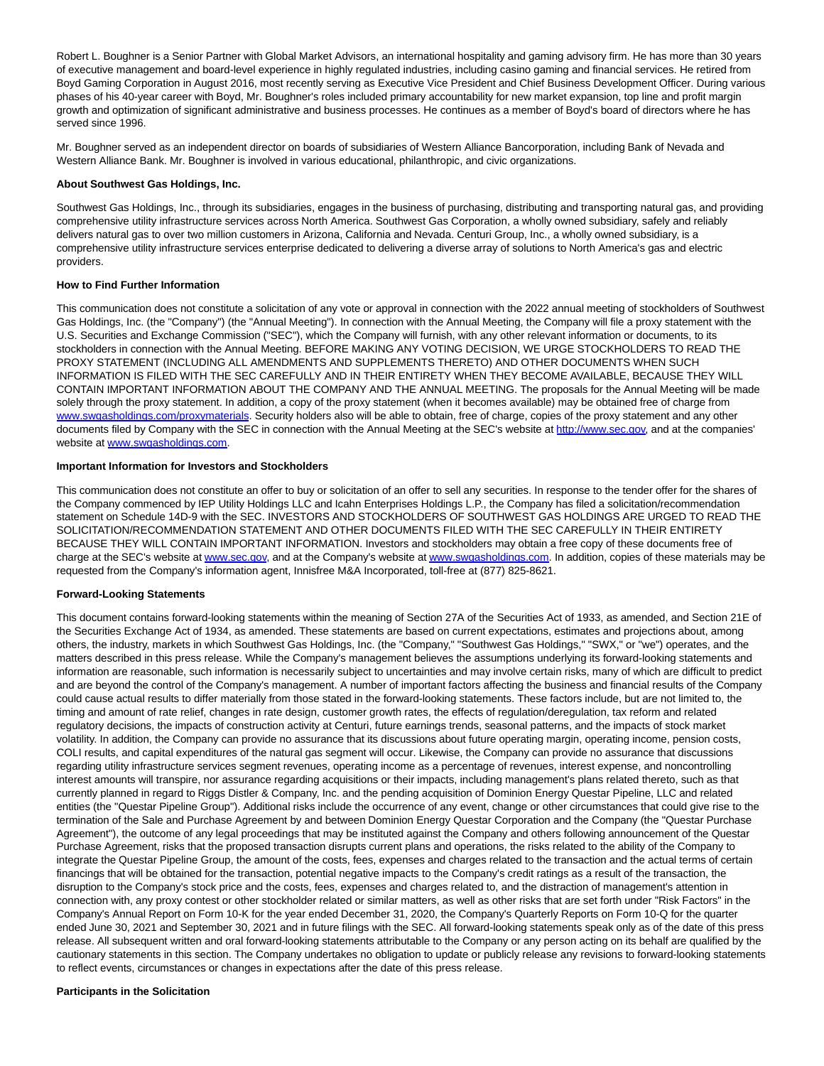Robert L. Boughner is a Senior Partner with Global Market Advisors, an international hospitality and gaming advisory firm. He has more than 30 years of executive management and board-level experience in highly regulated industries, including casino gaming and financial services. He retired from Boyd Gaming Corporation in August 2016, most recently serving as Executive Vice President and Chief Business Development Officer. During various phases of his 40-year career with Boyd, Mr. Boughner's roles included primary accountability for new market expansion, top line and profit margin growth and optimization of significant administrative and business processes. He continues as a member of Boyd's board of directors where he has served since 1996.

Mr. Boughner served as an independent director on boards of subsidiaries of Western Alliance Bancorporation, including Bank of Nevada and Western Alliance Bank. Mr. Boughner is involved in various educational, philanthropic, and civic organizations.

**About Southwest Gas Holdings, Inc.**

Southwest Gas Holdings, Inc., through its subsidiaries, engages in the business of purchasing, distributing and transporting natural gas, and providing comprehensive utility infrastructure services across North America. Southwest Gas Corporation, a wholly owned subsidiary, safely and reliably delivers natural gas to over two million customers in Arizona, California and Nevada. Centuri Group, Inc., a wholly owned subsidiary, is a comprehensive utility infrastructure services enterprise dedicated to delivering a diverse array of solutions to North America's gas and electric providers.

**How to Find Further Information**

This communication does not constitute a solicitation of any vote or approval in connection with the 2022 annual meeting of stockholders of Southwest Gas Holdings, Inc. (the "Company") (the "Annual Meeting"). In connection with the Annual Meeting, the Company will file a proxy statement with the U.S. Securities and Exchange Commission ("SEC"), which the Company will furnish, with any other relevant information or documents, to its stockholders in connection with the Annual Meeting. BEFORE MAKING ANY VOTING DECISION, WE URGE STOCKHOLDERS TO READ THE PROXY STATEMENT (INCLUDING ALL AMENDMENTS AND SUPPLEMENTS THERETO) AND OTHER DOCUMENTS WHEN SUCH INFORMATION IS FILED WITH THE SEC CAREFULLY AND IN THEIR ENTIRETY WHEN THEY BECOME AVAILABLE, BECAUSE THEY WILL CONTAIN IMPORTANT INFORMATION ABOUT THE COMPANY AND THE ANNUAL MEETING. The proposals for the Annual Meeting will be made solely through the proxy statement. In addition, a copy of the proxy statement (when it becomes available) may be obtained free of charge from [www.swgasholdings.com/proxymaterials](http://www.swgasholdings.com/proxymaterials). Security holders also will be able to obtain, free of charge, copies of the proxy statement and any other documents filed by Company with the SEC in connection with the Annual Meeting at the SEC's website at [http://www.sec.gov](http://www.sec.gov), and at the companies' website at [www.swgasholdings.com](http://www.swgasholdings.com).

**Important Information for Investors and Stockholders**

This communication does not constitute an offer to buy or solicitation of an offer to sell any securities. In response to the tender offer for the shares of the Company commenced by IEP Utility Holdings LLC and Icahn Enterprises Holdings L.P., the Company has filed a solicitation/recommendation statement on Schedule 14D-9 with the SEC. INVESTORS AND STOCKHOLDERS OF SOUTHWEST GAS HOLDINGS ARE URGED TO READ THE SOLICITATION/RECOMMENDATION STATEMENT AND OTHER DOCUMENTS FILED WITH THE SEC CAREFULLY IN THEIR ENTIRETY BECAUSE THEY WILL CONTAIN IMPORTANT INFORMATION. Investors and stockholders may obtain a free copy of these documents free of charge at the SEC's website at [www.sec.gov](http://www.sec.gov), and at the Company's website at [www.swgasholdings.com](http://www.swgasholdings.com). In addition, copies of these materials may be requested from the Company's information agent, Innisfree M&A Incorporated, toll-free at (877) 825-8621.

**Forward-Looking Statements**

This document contains forward-looking statements within the meaning of Section 27A of the Securities Act of 1933, as amended, and Section 21E of the Securities Exchange Act of 1934, as amended. These statements are based on current expectations, estimates and projections about, among others, the industry, markets in which Southwest Gas Holdings, Inc. (the "Company," "Southwest Gas Holdings," "SWX," or "we") operates, and the matters described in this press release. While the Company's management believes the assumptions underlying its forward-looking statements and information are reasonable, such information is necessarily subject to uncertainties and may involve certain risks, many of which are difficult to predict and are beyond the control of the Company's management. A number of important factors affecting the business and financial results of the Company could cause actual results to differ materially from those stated in the forward-looking statements. These factors include, but are not limited to, the timing and amount of rate relief, changes in rate design, customer growth rates, the effects of regulation/deregulation, tax reform and related regulatory decisions, the impacts of construction activity at Centuri, future earnings trends, seasonal patterns, and the impacts of stock market volatility. In addition, the Company can provide no assurance that its discussions about future operating margin, operating income, pension costs, COLI results, and capital expenditures of the natural gas segment will occur. Likewise, the Company can provide no assurance that discussions regarding utility infrastructure services segment revenues, operating income as a percentage of revenues, interest expense, and noncontrolling interest amounts will transpire, nor assurance regarding acquisitions or their impacts, including management's plans related thereto, such as that currently planned in regard to Riggs Distler & Company, Inc. and the pending acquisition of Dominion Energy Questar Pipeline, LLC and related entities (the "Questar Pipeline Group"). Additional risks include the occurrence of any event, change or other circumstances that could give rise to the termination of the Sale and Purchase Agreement by and between Dominion Energy Questar Corporation and the Company (the "Questar Purchase Agreement"), the outcome of any legal proceedings that may be instituted against the Company and others following announcement of the Questar Purchase Agreement, risks that the proposed transaction disrupts current plans and operations, the risks related to the ability of the Company to integrate the Questar Pipeline Group, the amount of the costs, fees, expenses and charges related to the transaction and the actual terms of certain financings that will be obtained for the transaction, potential negative impacts to the Company's credit ratings as a result of the transaction, the disruption to the Company's stock price and the costs, fees, expenses and charges related to, and the distraction of management's attention in connection with, any proxy contest or other stockholder related or similar matters, as well as other risks that are set forth under "Risk Factors" in the Company's Annual Report on Form 10-K for the year ended December 31, 2020, the Company's Quarterly Reports on Form 10-Q for the quarter ended June 30, 2021 and September 30, 2021 and in future filings with the SEC. All forward-looking statements speak only as of the date of this press release. All subsequent written and oral forward-looking statements attributable to the Company or any person acting on its behalf are qualified by the cautionary statements in this section. The Company undertakes no obligation to update or publicly release any revisions to forward-looking statements to reflect events, circumstances or changes in expectations after the date of this press release.

**Participants in the Solicitation**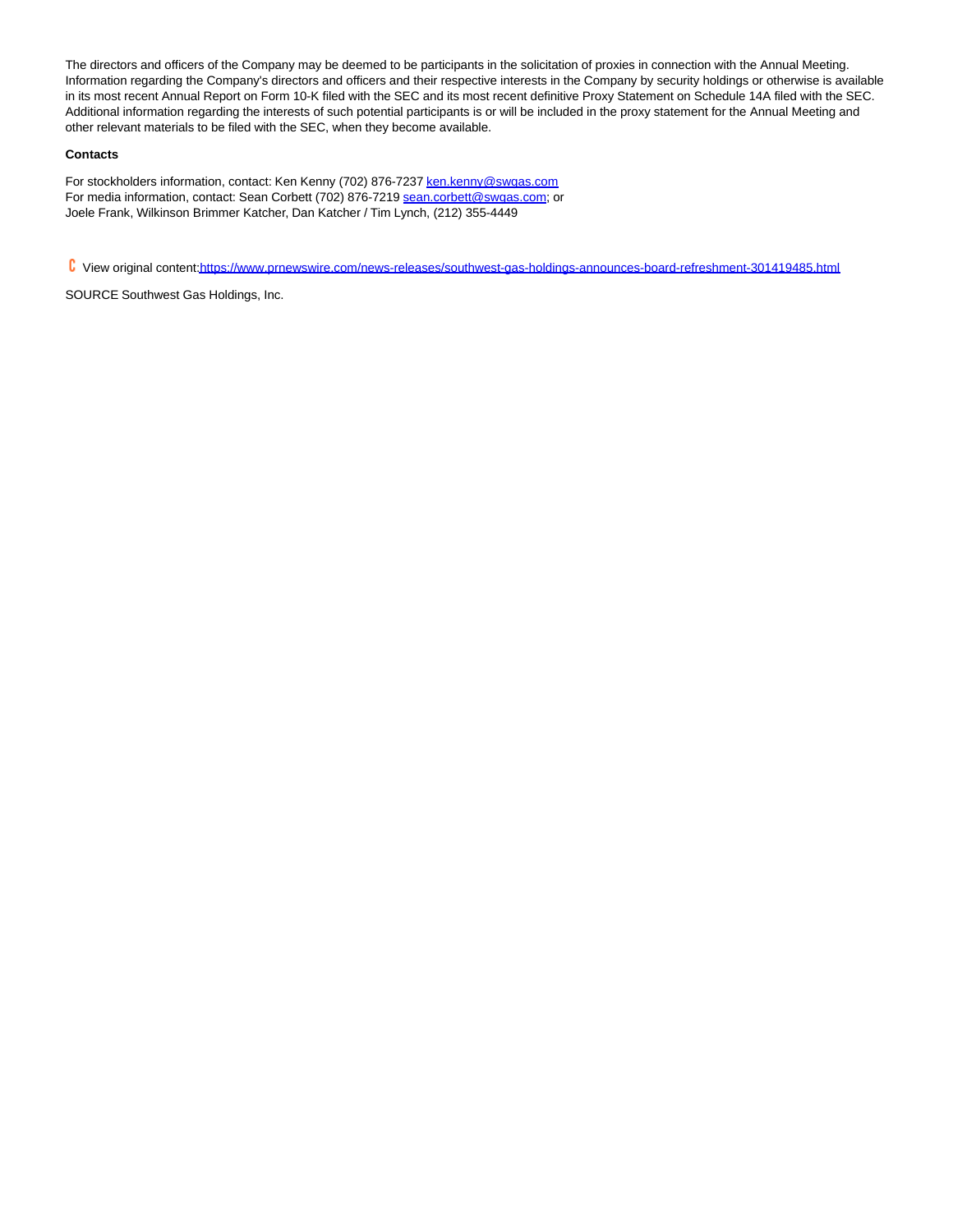The directors and officers of the Company may be deemed to be participants in the solicitation of proxies in connection with the Annual Meeting. Information regarding the Company's directors and officers and their respective interests in the Company by security holdings or otherwise is available in its most recent Annual Report on Form 10-K filed with the SEC and its most recent definitive Proxy Statement on Schedule 14A filed with the SEC. Additional information regarding the interests of such potential participants is or will be included in the proxy statement for the Annual Meeting and other relevant materials to be filed with the SEC, when they become available.

**Contacts**

For stockholders information, contact: Ken Kenny (702) 876-7237 ken.kenny@swgas.com
For media information, contact: Sean Corbett (702) 876-7219 sean.corbett@swgas.com; or
Joele Frank, Wilkinson Brimmer Katcher, Dan Katcher / Tim Lynch, (212) 355-4449

View original content:https://www.prnewswire.com/news-releases/southwest-gas-holdings-announces-board-refreshment-301419485.html

SOURCE Southwest Gas Holdings, Inc.